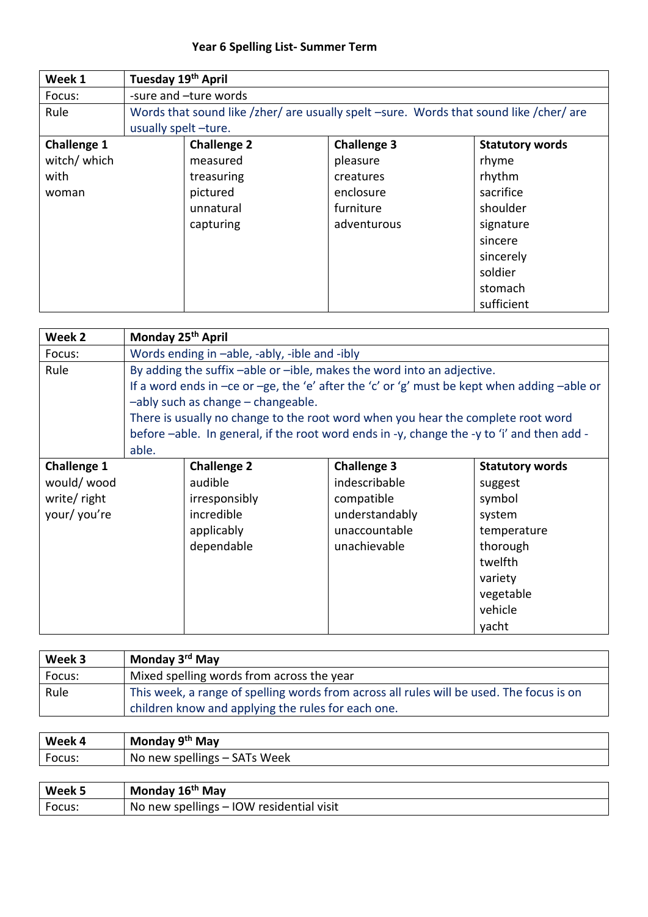**Year 6 Spelling List- Summer Term**

| **Week 1** | **Tuesday 19th April** | | |
|---|---|---|---|
| Focus: | -sure and –ture words | | |
| Rule | Words that sound like /zher/ are usually spelt –sure. Words that sound like /cher/ are usually spelt –ture. | | |
| **Challenge 1** | **Challenge 2** | **Challenge 3** | **Statutory words** |
| witch/ which<br>with<br>woman | measured<br>treasuring<br>pictured<br>unnatural<br>capturing | pleasure<br>creatures<br>enclosure<br>furniture<br>adventurous | rhyme<br>rhythm<br>sacrifice<br>shoulder<br>signature<br>sincere<br>sincerely<br>soldier<br>stomach<br>sufficient |

| **Week 2** | **Monday 25th April** | | |
|---|---|---|---|
| Focus: | Words ending in –able, -ably, -ible and -ibly | | |
| Rule | By adding the suffix –able or –ible, makes the word into an adjective.<br>If a word ends in –ce or –ge, the 'e' after the 'c' or 'g' must be kept when adding –able or –ably such as change – changeable.<br>There is usually no change to the root word when you hear the complete root word before –able. In general, if the root word ends in -y, change the -y to 'i' and then add -able. | | |
| **Challenge 1** | **Challenge 2** | **Challenge 3** | **Statutory words** |
| would/ wood<br>write/ right<br>your/ you're | audible<br>irresponsibly<br>incredible<br>applicably<br>dependable | indescribable<br>compatible<br>understandably<br>unaccountable<br>unachievable | suggest<br>symbol<br>system<br>temperature<br>thorough<br>twelfth<br>variety<br>vegetable<br>vehicle<br>yacht |

| **Week 3** | **Monday 3rd May** |
|---|---|
| Focus: | Mixed spelling words from across the year |
| Rule | This week, a range of spelling words from across all rules will be used. The focus is on children know and applying the rules for each one. |

| **Week 4** | **Monday 9th May** |
|---|---|
| Focus: | No new spellings – SATs Week |

| **Week 5** | **Monday 16th May** |
|---|---|
| Focus: | No new spellings – IOW residential visit |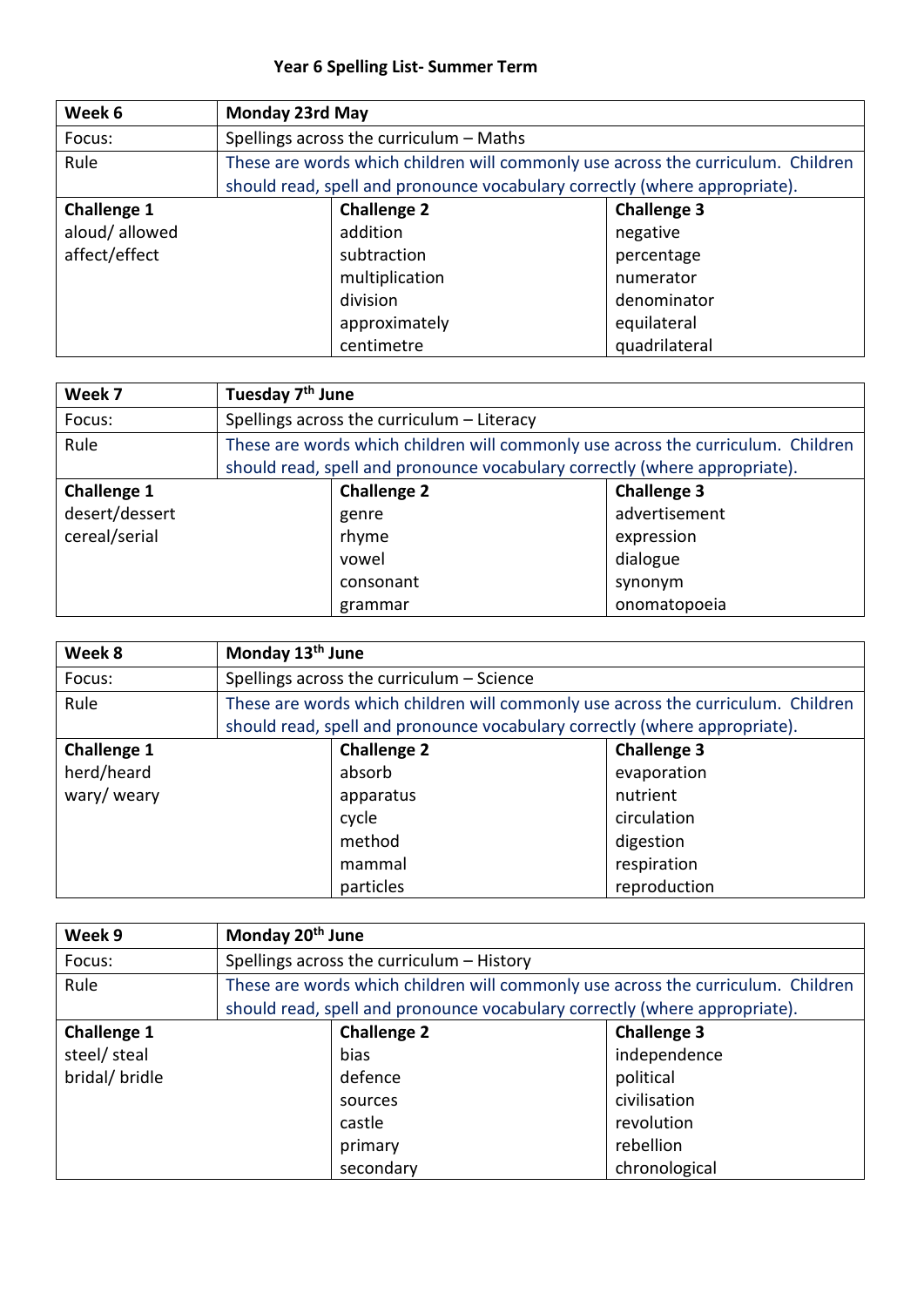# Year 6 Spelling List- Summer Term

| **Week 6** | **Monday 23rd May** | |
|---|---|---|
| Focus: | Spellings across the curriculum – Maths | |
| Rule | These are words which children will commonly use across the curriculum. Children should read, spell and pronounce vocabulary correctly (where appropriate). | |
| **Challenge 1** | **Challenge 2** | **Challenge 3** |
| aloud/ allowed | addition | negative |
| affect/effect | subtraction | percentage |
| | multiplication | numerator |
| | division | denominator |
| | approximately | equilateral |
| | centimetre | quadrilateral |

| **Week 7** | **Tuesday 7th June** | |
|---|---|---|
| Focus: | Spellings across the curriculum – Literacy | |
| Rule | These are words which children will commonly use across the curriculum. Children should read, spell and pronounce vocabulary correctly (where appropriate). | |
| **Challenge 1** | **Challenge 2** | **Challenge 3** |
| desert/dessert | genre | advertisement |
| cereal/serial | rhyme | expression |
| | vowel | dialogue |
| | consonant | synonym |
| | grammar | onomatopoeia |

| **Week 8** | **Monday 13th June** | |
|---|---|---|
| Focus: | Spellings across the curriculum – Science | |
| Rule | These are words which children will commonly use across the curriculum. Children should read, spell and pronounce vocabulary correctly (where appropriate). | |
| **Challenge 1** | **Challenge 2** | **Challenge 3** |
| herd/heard | absorb | evaporation |
| wary/ weary | apparatus | nutrient |
| | cycle | circulation |
| | method | digestion |
| | mammal | respiration |
| | particles | reproduction |

| **Week 9** | **Monday 20th June** | |
|---|---|---|
| Focus: | Spellings across the curriculum – History | |
| Rule | These are words which children will commonly use across the curriculum. Children should read, spell and pronounce vocabulary correctly (where appropriate). | |
| **Challenge 1** | **Challenge 2** | **Challenge 3** |
| steel/ steal | bias | independence |
| bridal/ bridle | defence | political |
| | sources | civilisation |
| | castle | revolution |
| | primary | rebellion |
| | secondary | chronological |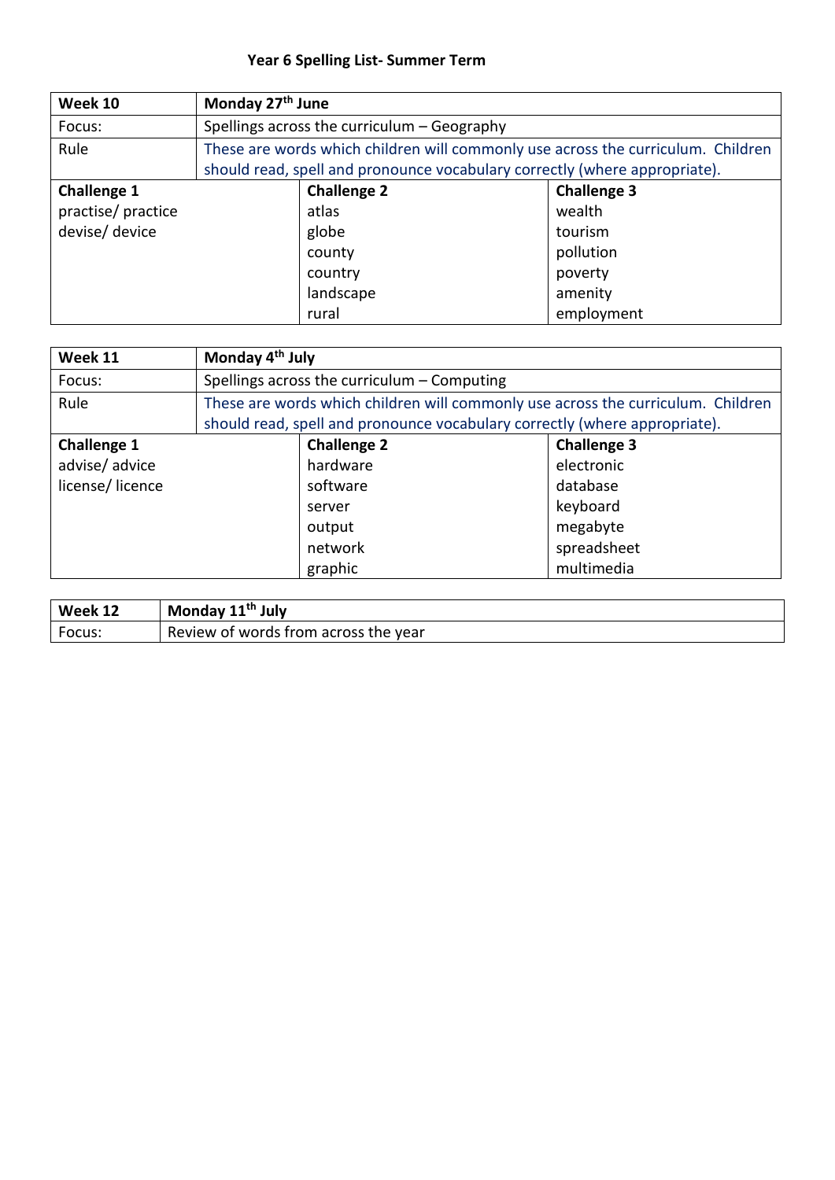# Year 6 Spelling List- Summer Term

| Week 10 | Monday 27th June | |
|---|---|---|
| Focus: | Spellings across the curriculum – Geography | |
| Rule | These are words which children will commonly use across the curriculum. Children should read, spell and pronounce vocabulary correctly (where appropriate). | |
| **Challenge 1** | **Challenge 2** | **Challenge 3** |
| practise/ practice | atlas | wealth |
| devise/ device | globe | tourism |
| | county | pollution |
| | country | poverty |
| | landscape | amenity |
| | rural | employment |

| Week 11 | Monday 4th July | |
|---|---|---|
| Focus: | Spellings across the curriculum – Computing | |
| Rule | These are words which children will commonly use across the curriculum. Children should read, spell and pronounce vocabulary correctly (where appropriate). | |
| **Challenge 1** | **Challenge 2** | **Challenge 3** |
| advise/ advice | hardware | electronic |
| license/ licence | software | database |
| | server | keyboard |
| | output | megabyte |
| | network | spreadsheet |
| | graphic | multimedia |

| Week 12 | Monday 11th July |
|---|---|
| Focus: | Review of words from across the year |